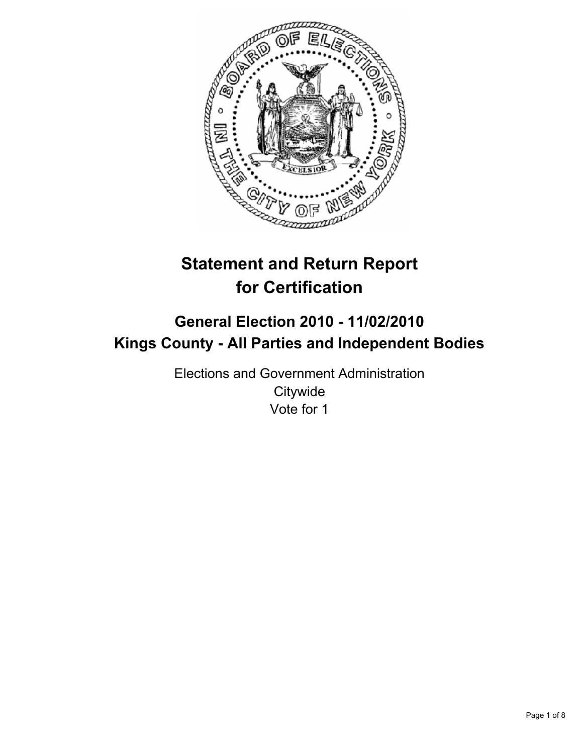# Statement and Return Report for Certification

## General Election 2010 - 11/02/2010
## Kings County - All Parties and Independent Bodies

Elections and Government Administration
Citywide
Vote for 1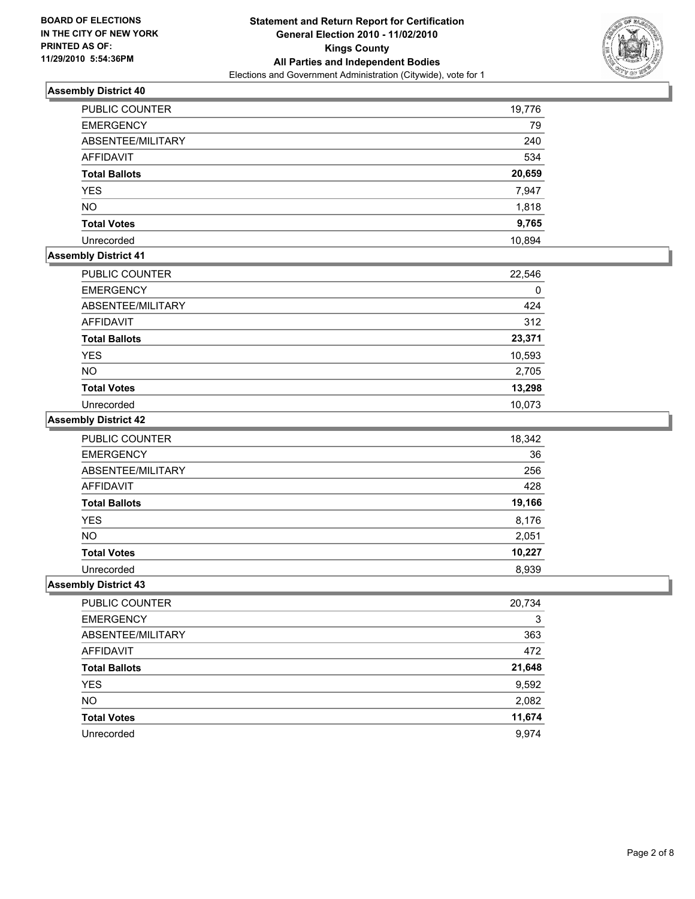**BOARD OF ELECTIONS IN THE CITY OF NEW YORK PRINTED AS OF: 11/29/2010 5:54:36PM**

**Statement and Return Report for Certification General Election 2010 - 11/02/2010 Kings County All Parties and Independent Bodies**

Elections and Government Administration (Citywide), vote for 1

## Assembly District 40

| | |
|---|---|
| PUBLIC COUNTER | 19,776 |
| EMERGENCY | 79 |
| ABSENTEE/MILITARY | 240 |
| AFFIDAVIT | 534 |
| **Total Ballots** | **20,659** |
| YES | 7,947 |
| NO | 1,818 |
| **Total Votes** | **9,765** |
| Unrecorded | 10,894 |

## Assembly District 41

| | |
|---|---|
| PUBLIC COUNTER | 22,546 |
| EMERGENCY | 0 |
| ABSENTEE/MILITARY | 424 |
| AFFIDAVIT | 312 |
| **Total Ballots** | **23,371** |
| YES | 10,593 |
| NO | 2,705 |
| **Total Votes** | **13,298** |
| Unrecorded | 10,073 |

## Assembly District 42

| | |
|---|---|
| PUBLIC COUNTER | 18,342 |
| EMERGENCY | 36 |
| ABSENTEE/MILITARY | 256 |
| AFFIDAVIT | 428 |
| **Total Ballots** | **19,166** |
| YES | 8,176 |
| NO | 2,051 |
| **Total Votes** | **10,227** |
| Unrecorded | 8,939 |

## Assembly District 43

| | |
|---|---|
| PUBLIC COUNTER | 20,734 |
| EMERGENCY | 3 |
| ABSENTEE/MILITARY | 363 |
| AFFIDAVIT | 472 |
| **Total Ballots** | **21,648** |
| YES | 9,592 |
| NO | 2,082 |
| **Total Votes** | **11,674** |
| Unrecorded | 9,974 |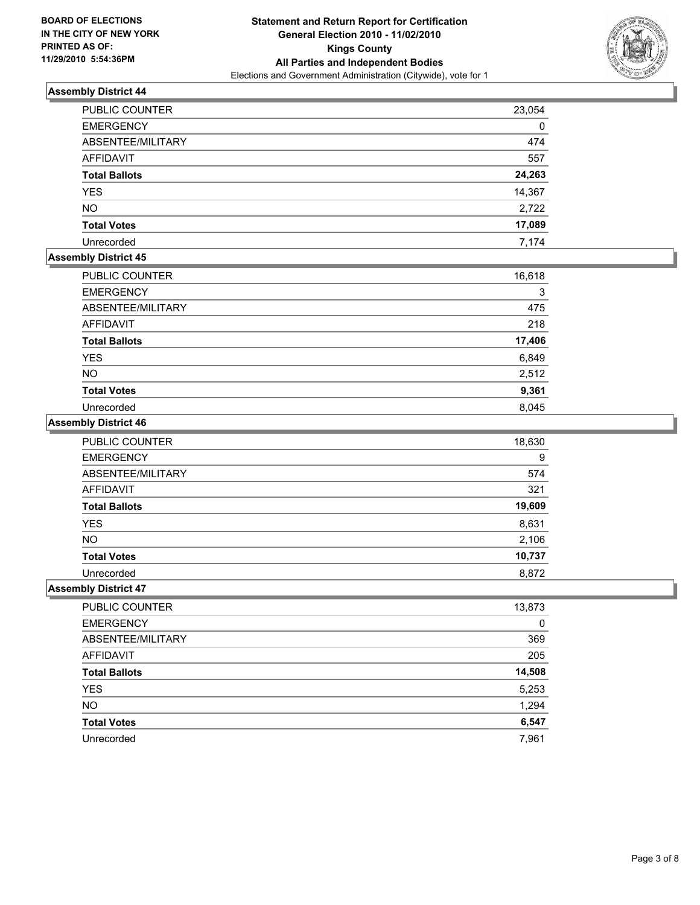**BOARD OF ELECTIONS**
**IN THE CITY OF NEW YORK**
**PRINTED AS OF:**
**11/29/2010 5:54:36PM**

# Statement and Return Report for Certification
## General Election 2010 - 11/02/2010
## Kings County
## All Parties and Independent Bodies
Elections and Government Administration (Citywide), vote for 1

### Assembly District 44

| | |
|---|---|
| PUBLIC COUNTER | 23,054 |
| EMERGENCY | 0 |
| ABSENTEE/MILITARY | 474 |
| AFFIDAVIT | 557 |
| **Total Ballots** | **24,263** |
| YES | 14,367 |
| NO | 2,722 |
| **Total Votes** | **17,089** |
| Unrecorded | 7,174 |

### Assembly District 45

| | |
|---|---|
| PUBLIC COUNTER | 16,618 |
| EMERGENCY | 3 |
| ABSENTEE/MILITARY | 475 |
| AFFIDAVIT | 218 |
| **Total Ballots** | **17,406** |
| YES | 6,849 |
| NO | 2,512 |
| **Total Votes** | **9,361** |
| Unrecorded | 8,045 |

### Assembly District 46

| | |
|---|---|
| PUBLIC COUNTER | 18,630 |
| EMERGENCY | 9 |
| ABSENTEE/MILITARY | 574 |
| AFFIDAVIT | 321 |
| **Total Ballots** | **19,609** |
| YES | 8,631 |
| NO | 2,106 |
| **Total Votes** | **10,737** |
| Unrecorded | 8,872 |

### Assembly District 47

| | |
|---|---|
| PUBLIC COUNTER | 13,873 |
| EMERGENCY | 0 |
| ABSENTEE/MILITARY | 369 |
| AFFIDAVIT | 205 |
| **Total Ballots** | **14,508** |
| YES | 5,253 |
| NO | 1,294 |
| **Total Votes** | **6,547** |
| Unrecorded | 7,961 |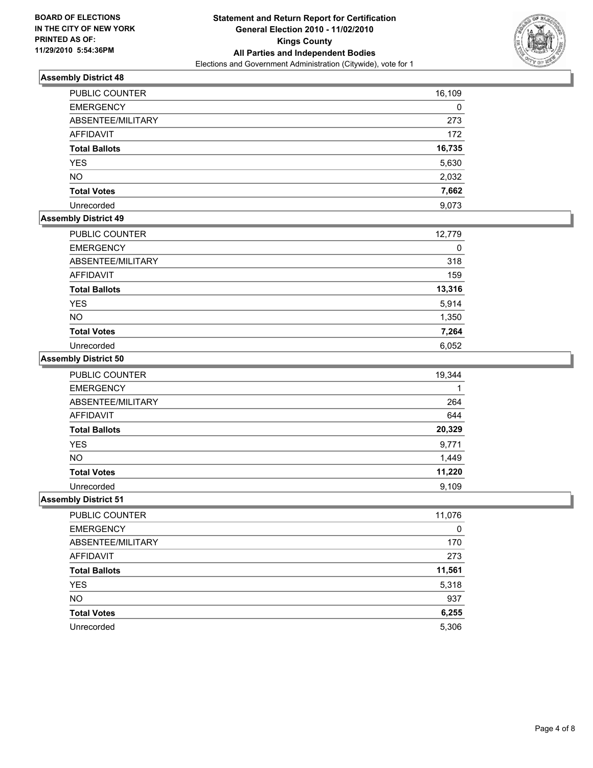BOARD OF ELECTIONS
IN THE CITY OF NEW YORK
PRINTED AS OF:
11/29/2010 5:54:36PM

**Statement and Return Report for Certification**
**General Election 2010 - 11/02/2010**
**Kings County**
**All Parties and Independent Bodies**
Elections and Government Administration (Citywide), vote for 1

### Assembly District 48

| | |
|---|---|
| PUBLIC COUNTER | 16,109 |
| EMERGENCY | 0 |
| ABSENTEE/MILITARY | 273 |
| AFFIDAVIT | 172 |
| **Total Ballots** | **16,735** |
| YES | 5,630 |
| NO | 2,032 |
| **Total Votes** | **7,662** |
| Unrecorded | 9,073 |

### Assembly District 49

| | |
|---|---|
| PUBLIC COUNTER | 12,779 |
| EMERGENCY | 0 |
| ABSENTEE/MILITARY | 318 |
| AFFIDAVIT | 159 |
| **Total Ballots** | **13,316** |
| YES | 5,914 |
| NO | 1,350 |
| **Total Votes** | **7,264** |
| Unrecorded | 6,052 |

### Assembly District 50

| | |
|---|---|
| PUBLIC COUNTER | 19,344 |
| EMERGENCY | 1 |
| ABSENTEE/MILITARY | 264 |
| AFFIDAVIT | 644 |
| **Total Ballots** | **20,329** |
| YES | 9,771 |
| NO | 1,449 |
| **Total Votes** | **11,220** |
| Unrecorded | 9,109 |

### Assembly District 51

| | |
|---|---|
| PUBLIC COUNTER | 11,076 |
| EMERGENCY | 0 |
| ABSENTEE/MILITARY | 170 |
| AFFIDAVIT | 273 |
| **Total Ballots** | **11,561** |
| YES | 5,318 |
| NO | 937 |
| **Total Votes** | **6,255** |
| Unrecorded | 5,306 |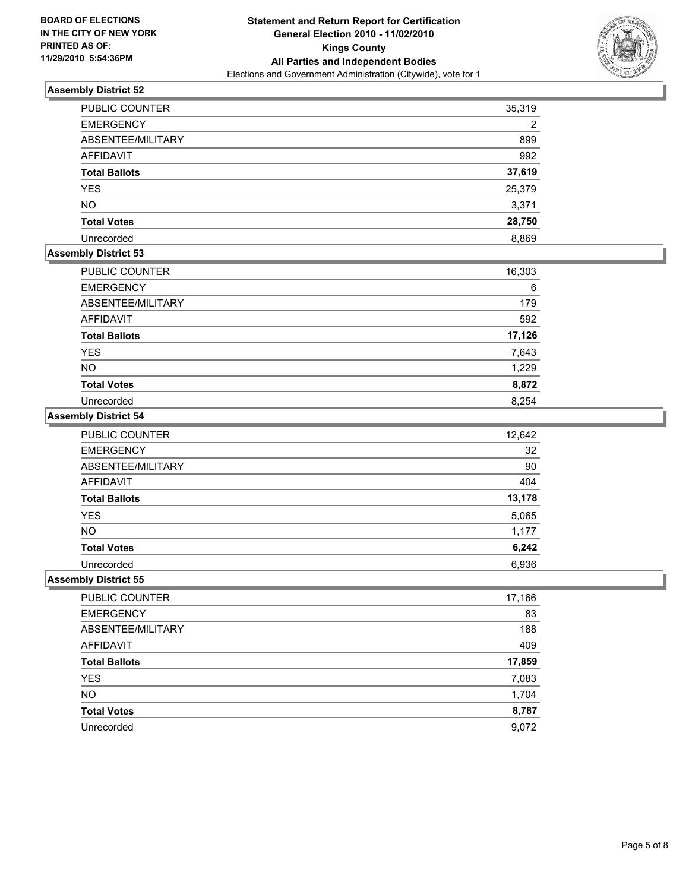**BOARD OF ELECTIONS IN THE CITY OF NEW YORK PRINTED AS OF: 11/29/2010 5:54:36PM**

**Statement and Return Report for Certification General Election 2010 - 11/02/2010 Kings County All Parties and Independent Bodies**

Elections and Government Administration (Citywide), vote for 1

### Assembly District 52

| | |
|---|---|
| PUBLIC COUNTER | 35,319 |
| EMERGENCY | 2 |
| ABSENTEE/MILITARY | 899 |
| AFFIDAVIT | 992 |
| **Total Ballots** | **37,619** |
| YES | 25,379 |
| NO | 3,371 |
| **Total Votes** | **28,750** |
| Unrecorded | 8,869 |

### Assembly District 53

| | |
|---|---|
| PUBLIC COUNTER | 16,303 |
| EMERGENCY | 6 |
| ABSENTEE/MILITARY | 179 |
| AFFIDAVIT | 592 |
| **Total Ballots** | **17,126** |
| YES | 7,643 |
| NO | 1,229 |
| **Total Votes** | **8,872** |
| Unrecorded | 8,254 |

### Assembly District 54

| | |
|---|---|
| PUBLIC COUNTER | 12,642 |
| EMERGENCY | 32 |
| ABSENTEE/MILITARY | 90 |
| AFFIDAVIT | 404 |
| **Total Ballots** | **13,178** |
| YES | 5,065 |
| NO | 1,177 |
| **Total Votes** | **6,242** |
| Unrecorded | 6,936 |

### Assembly District 55

| | |
|---|---|
| PUBLIC COUNTER | 17,166 |
| EMERGENCY | 83 |
| ABSENTEE/MILITARY | 188 |
| AFFIDAVIT | 409 |
| **Total Ballots** | **17,859** |
| YES | 7,083 |
| NO | 1,704 |
| **Total Votes** | **8,787** |
| Unrecorded | 9,072 |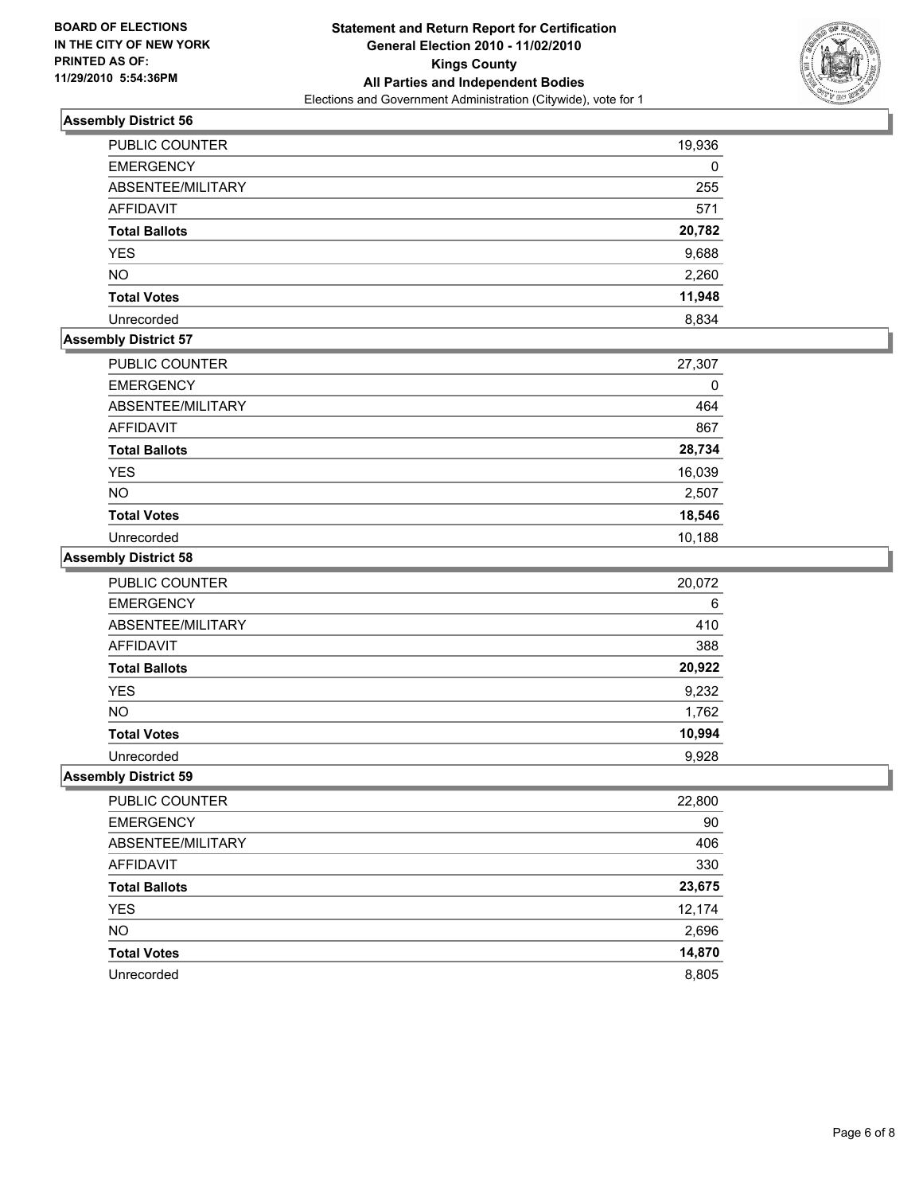**BOARD OF ELECTIONS IN THE CITY OF NEW YORK PRINTED AS OF: 11/29/2010 5:54:36PM**

**Statement and Return Report for Certification General Election 2010 - 11/02/2010 Kings County All Parties and Independent Bodies**

Elections and Government Administration (Citywide), vote for 1

### Assembly District 56

| | |
|---|---|
| PUBLIC COUNTER | 19,936 |
| EMERGENCY | 0 |
| ABSENTEE/MILITARY | 255 |
| AFFIDAVIT | 571 |
| **Total Ballots** | **20,782** |
| YES | 9,688 |
| NO | 2,260 |
| **Total Votes** | **11,948** |
| Unrecorded | 8,834 |

### Assembly District 57

| | |
|---|---|
| PUBLIC COUNTER | 27,307 |
| EMERGENCY | 0 |
| ABSENTEE/MILITARY | 464 |
| AFFIDAVIT | 867 |
| **Total Ballots** | **28,734** |
| YES | 16,039 |
| NO | 2,507 |
| **Total Votes** | **18,546** |
| Unrecorded | 10,188 |

### Assembly District 58

| | |
|---|---|
| PUBLIC COUNTER | 20,072 |
| EMERGENCY | 6 |
| ABSENTEE/MILITARY | 410 |
| AFFIDAVIT | 388 |
| **Total Ballots** | **20,922** |
| YES | 9,232 |
| NO | 1,762 |
| **Total Votes** | **10,994** |
| Unrecorded | 9,928 |

### Assembly District 59

| | |
|---|---|
| PUBLIC COUNTER | 22,800 |
| EMERGENCY | 90 |
| ABSENTEE/MILITARY | 406 |
| AFFIDAVIT | 330 |
| **Total Ballots** | **23,675** |
| YES | 12,174 |
| NO | 2,696 |
| **Total Votes** | **14,870** |
| Unrecorded | 8,805 |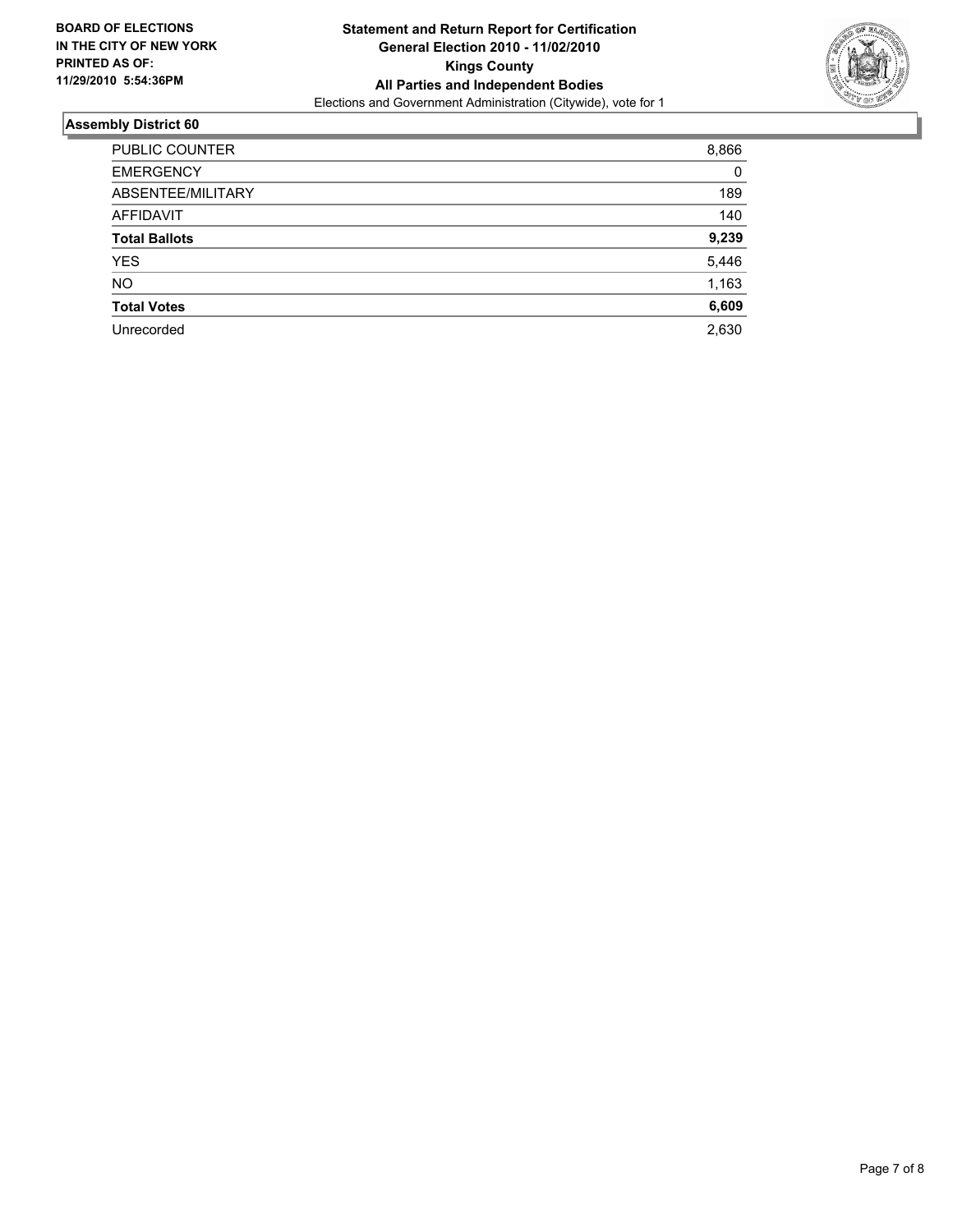**BOARD OF ELECTIONS IN THE CITY OF NEW YORK PRINTED AS OF: 11/29/2010 5:54:36PM**

**Statement and Return Report for Certification**
**General Election 2010 - 11/02/2010**
**Kings County**
**All Parties and Independent Bodies**
Elections and Government Administration (Citywide), vote for 1

## Assembly District 60

| | |
|---|---|
| PUBLIC COUNTER | 8,866 |
| EMERGENCY | 0 |
| ABSENTEE/MILITARY | 189 |
| AFFIDAVIT | 140 |
| **Total Ballots** | **9,239** |
| YES | 5,446 |
| NO | 1,163 |
| **Total Votes** | **6,609** |
| Unrecorded | 2,630 |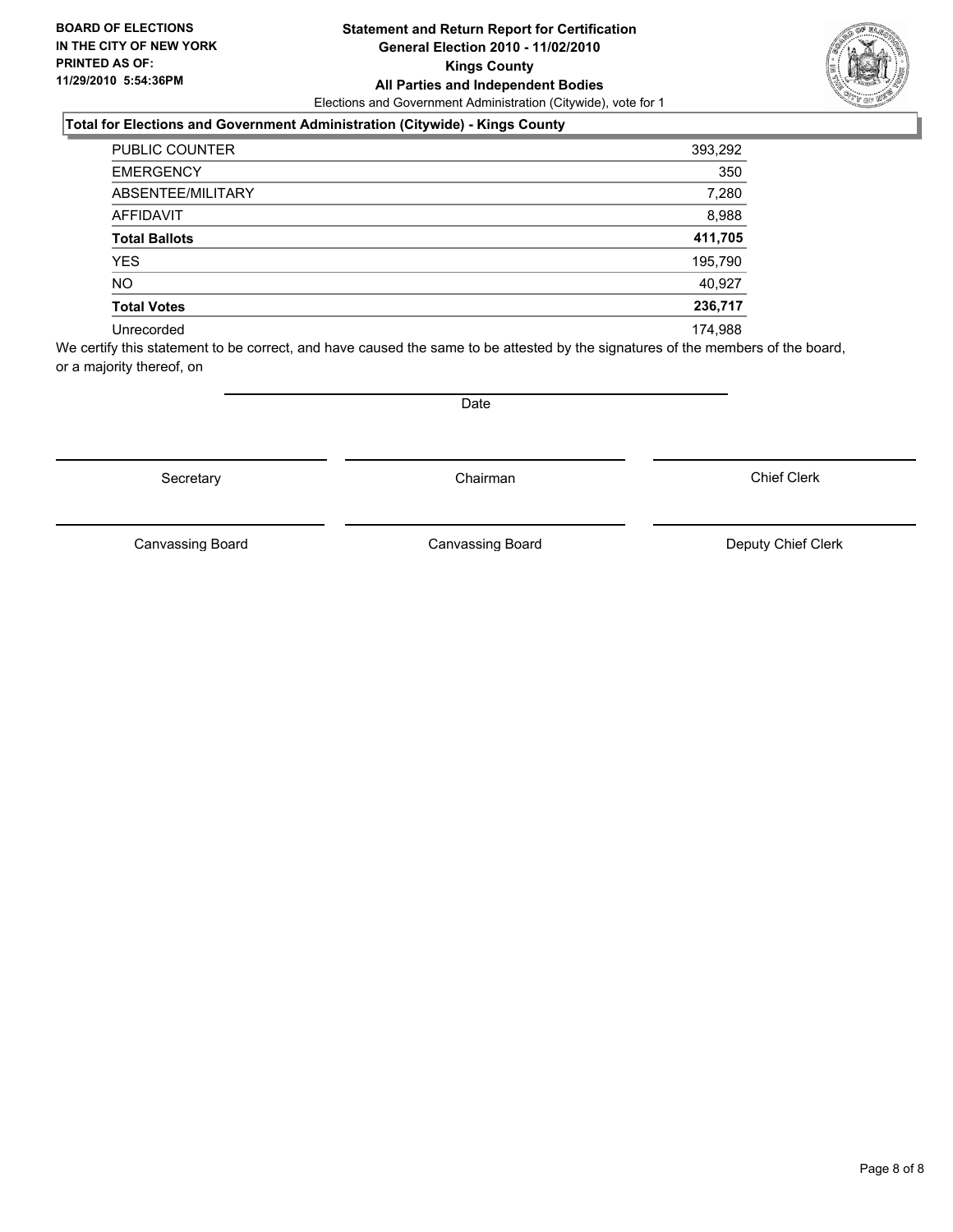**BOARD OF ELECTIONS IN THE CITY OF NEW YORK PRINTED AS OF: 11/29/2010 5:54:36PM**

**Statement and Return Report for Certification**
**General Election 2010 - 11/02/2010**
**Kings County**
**All Parties and Independent Bodies**
Elections and Government Administration (Citywide), vote for 1

### Total for Elections and Government Administration (Citywide) - Kings County

| | |
|---|---|
| PUBLIC COUNTER | 393,292 |
| EMERGENCY | 350 |
| ABSENTEE/MILITARY | 7,280 |
| AFFIDAVIT | 8,988 |
| **Total Ballots** | **411,705** |
| YES | 195,790 |
| NO | 40,927 |
| **Total Votes** | **236,717** |
| Unrecorded | 174,988 |

We certify this statement to be correct, and have caused the same to be attested by the signatures of the members of the board, or a majority thereof, on

Date

Secretary

Chairman

Chief Clerk

Canvassing Board

Canvassing Board

Deputy Chief Clerk